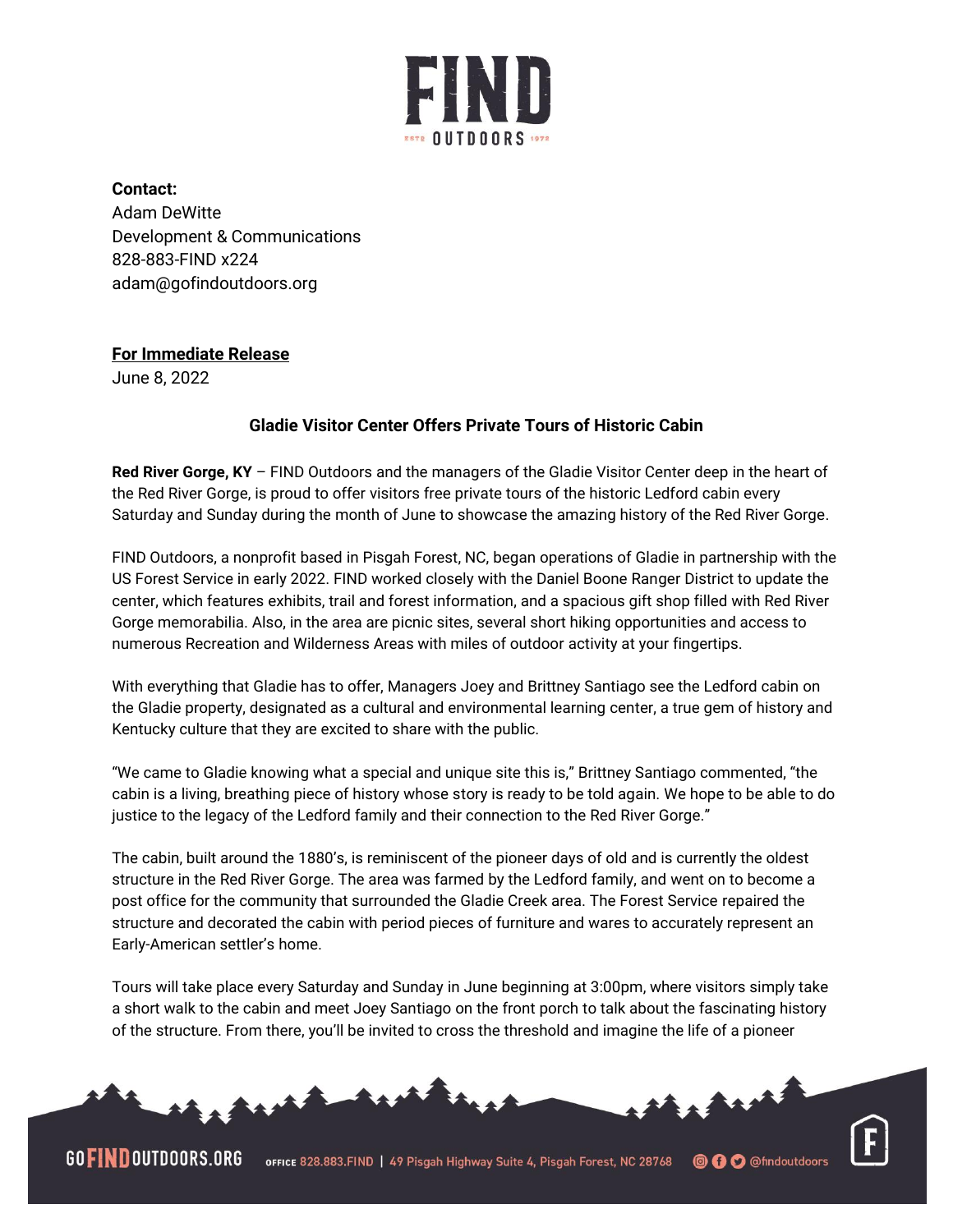**Contact:**
Adam DeWitte
Development & Communications
828-883-FIND x224
adam@gofindoutdoors.org

**For Immediate Release**
June 8, 2022

### Gladie Visitor Center Offers Private Tours of Historic Cabin

**Red River Gorge, KY** – FIND Outdoors and the managers of the Gladie Visitor Center deep in the heart of the Red River Gorge, is proud to offer visitors free private tours of the historic Ledford cabin every Saturday and Sunday during the month of June to showcase the amazing history of the Red River Gorge.

FIND Outdoors, a nonprofit based in Pisgah Forest, NC, began operations of Gladie in partnership with the US Forest Service in early 2022. FIND worked closely with the Daniel Boone Ranger District to update the center, which features exhibits, trail and forest information, and a spacious gift shop filled with Red River Gorge memorabilia. Also, in the area are picnic sites, several short hiking opportunities and access to numerous Recreation and Wilderness Areas with miles of outdoor activity at your fingertips.

With everything that Gladie has to offer, Managers Joey and Brittney Santiago see the Ledford cabin on the Gladie property, designated as a cultural and environmental learning center, a true gem of history and Kentucky culture that they are excited to share with the public.

"We came to Gladie knowing what a special and unique site this is," Brittney Santiago commented, "the cabin is a living, breathing piece of history whose story is ready to be told again. We hope to be able to do justice to the legacy of the Ledford family and their connection to the Red River Gorge."

The cabin, built around the 1880's, is reminiscent of the pioneer days of old and is currently the oldest structure in the Red River Gorge. The area was farmed by the Ledford family, and went on to become a post office for the community that surrounded the Gladie Creek area. The Forest Service repaired the structure and decorated the cabin with period pieces of furniture and wares to accurately represent an Early-American settler's home.

Tours will take place every Saturday and Sunday in June beginning at 3:00pm, where visitors simply take a short walk to the cabin and meet Joey Santiago on the front porch to talk about the fascinating history of the structure. From there, you'll be invited to cross the threshold and imagine the life of a pioneer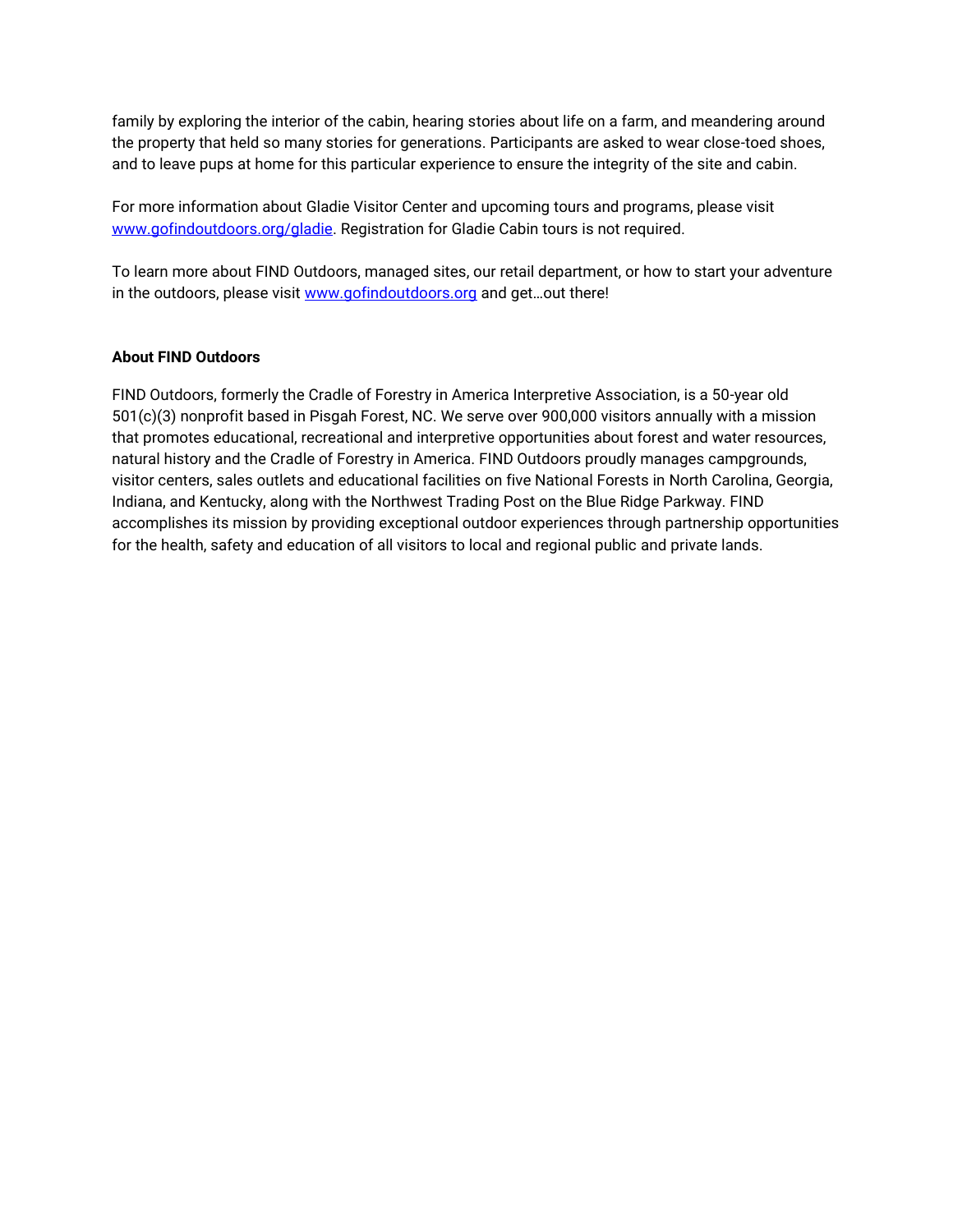family by exploring the interior of the cabin, hearing stories about life on a farm, and meandering around the property that held so many stories for generations. Participants are asked to wear close-toed shoes, and to leave pups at home for this particular experience to ensure the integrity of the site and cabin.

For more information about Gladie Visitor Center and upcoming tours and programs, please visit [www.gofindoutdoors.org/gladie](www.gofindoutdoors.org/gladie). Registration for Gladie Cabin tours is not required.

To learn more about FIND Outdoors, managed sites, our retail department, or how to start your adventure in the outdoors, please visit [www.gofindoutdoors.org](www.gofindoutdoors.org) and get…out there!

**About FIND Outdoors**

FIND Outdoors, formerly the Cradle of Forestry in America Interpretive Association, is a 50-year old 501(c)(3) nonprofit based in Pisgah Forest, NC. We serve over 900,000 visitors annually with a mission that promotes educational, recreational and interpretive opportunities about forest and water resources, natural history and the Cradle of Forestry in America. FIND Outdoors proudly manages campgrounds, visitor centers, sales outlets and educational facilities on five National Forests in North Carolina, Georgia, Indiana, and Kentucky, along with the Northwest Trading Post on the Blue Ridge Parkway. FIND accomplishes its mission by providing exceptional outdoor experiences through partnership opportunities for the health, safety and education of all visitors to local and regional public and private lands.